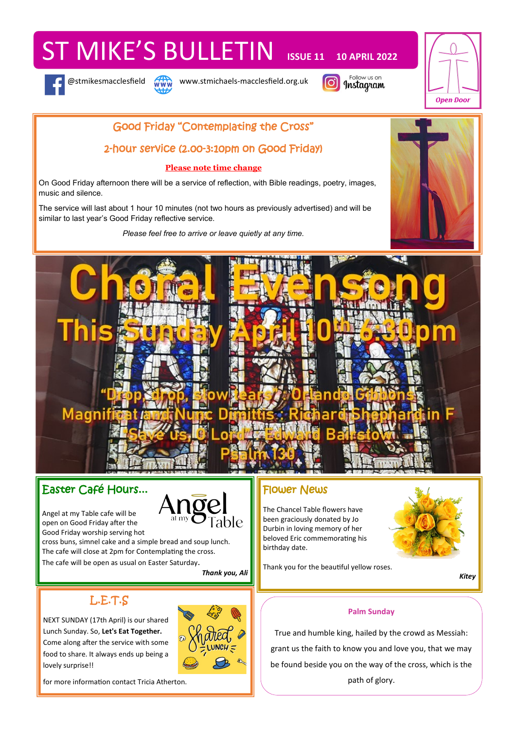# ST MIKE'S BULLETIN

**ISSUE 11 10 APRIL 2022**

@stmikesmacclesfield www.stmichaels-macclesfield.org.uk Follow us on Instagram

Open Door

## Good Friday "Contemplating the Cross"

### 2-hour service (2.00-3:10pm on Good Friday)

**Please note time change**

On Good Friday afternoon there will be a service of reflection, with Bible readings, poetry, images, music and silence.

The service will last about 1 hour 10 minutes (not two hours as previously advertised) and will be similar to last year's Good Friday reflective service.

*Please feel free to arrive or leave quietly at any time.*

## Choral Evensong

### This Sunday April 10th 6:30pm

"Drop, drop, slow tears": Orlando Gibbons
Magnificat and Nunc Dimittis: Richard Shephard in F
"Save us, O Lord": Edward Bairstow
Psalm 130

## Easter Café Hours...

Angel at my Table

Angel at my Table cafe will be open on Good Friday after the Good Friday worship serving hot cross buns, simnel cake and a simple bread and soup lunch. The cafe will close at 2pm for Contemplating the cross.

The cafe will be open as usual on Easter Saturday.

***Thank you, Ali***

## Flower News

The Chancel Table flowers have been graciously donated by Jo Durbin in loving memory of her beloved Eric commemorating his birthday date.

Thank you for the beautiful yellow roses.

***Kitey***

## L.E.T.S

NEXT SUNDAY (17th April) is our shared Lunch Sunday. So, **Let's Eat Together.** Come along after the service with some food to share. It always ends up being a lovely surprise!!

for more information contact Tricia Atherton.

## Palm Sunday

True and humble king, hailed by the crowd as Messiah: grant us the faith to know you and love you, that we may be found beside you on the way of the cross, which is the path of glory.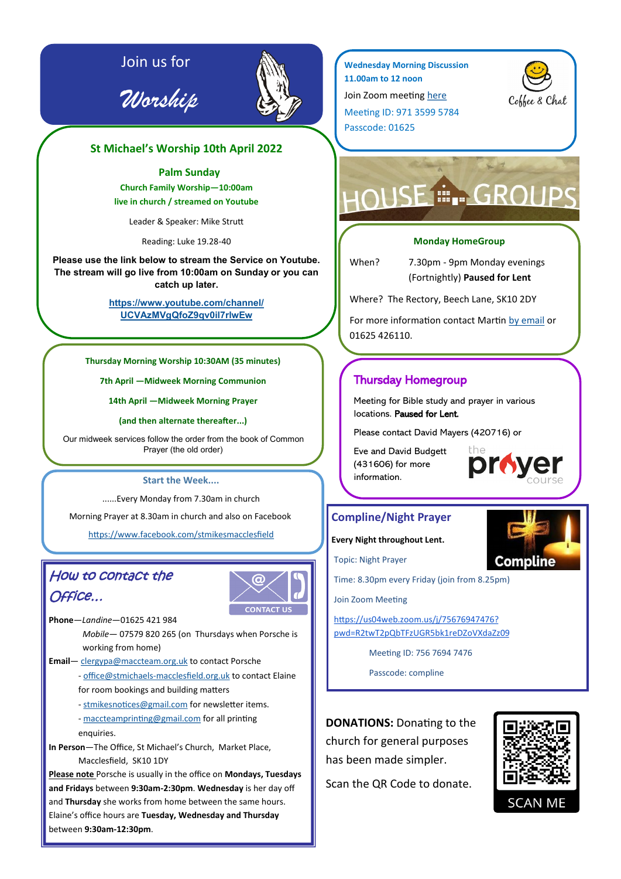# Join us for Worship

## St Michael's Worship 10th April 2022

**Palm Sunday**

**Church Family Worship—10:00am**

**live in church / streamed on Youtube**

Leader & Speaker: Mike Strutt

Reading: Luke 19.28-40

**Please use the link below to stream the Service on Youtube. The stream will go live from 10:00am on Sunday or you can catch up later.**

**https://www.youtube.com/channel/UCVAzMVgQfoZ9qv0il7rlwEw**

**Thursday Morning Worship 10:30AM (35 minutes)**

**7th April —Midweek Morning Communion**

**14th April —Midweek Morning Prayer**

**(and then alternate thereafter...)**

Our midweek services follow the order from the book of Common Prayer (the old order)

**Start the Week....**

......Every Monday from 7.30am in church

Morning Prayer at 8.30am in church and also on Facebook

https://www.facebook.com/stmikesmacclesfield

## How to contact the Office...

CONTACT US

**Phone**—*Landine*—01625 421 984

*Mobile*— 07579 820 265 (on Thursdays when Porsche is working from home)

**Email**— clergypa@maccteam.org.uk to contact Porsche

- office@stmichaels-macclesfield.org.uk to contact Elaine for room bookings and building matters
- stmikesnotices@gmail.com for newsletter items.
- maccteamprinting@gmail.com for all printing enquiries.

**In Person**—The Office, St Michael's Church, Market Place, Macclesfield, SK10 1DY

**Please note** Porsche is usually in the office on **Mondays, Tuesdays and Fridays** between **9:30am-2:30pm**. **Wednesday** is her day off and **Thursday** she works from home between the same hours. Elaine's office hours are **Tuesday, Wednesday and Thursday** between **9:30am-12:30pm**.

**Wednesday Morning Discussion**

**11.00am to 12 noon**

Join Zoom meeting here

Meeting ID: 971 3599 5784

Passcode: 01625

Coffee & Chat

# HOUSE GROUPS

**Monday HomeGroup**

When? 7.30pm - 9pm Monday evenings (Fortnightly) **Paused for Lent**

Where? The Rectory, Beech Lane, SK10 2DY

For more information contact Martin by email or 01625 426110.

## Thursday Homegroup

Meeting for Bible study and prayer in various locations. **Paused for Lent.**

Please contact David Mayers (420716) or

Eve and David Budgett (431606) for more information.

the prayer course

## Compline/Night Prayer

**Every Night throughout Lent.**

Compline

Topic: Night Prayer

Time: 8.30pm every Friday (join from 8.25pm)

Join Zoom Meeting

https://us04web.zoom.us/j/75676947476?pwd=R2twT2pQbTFzUGR5bk1reDZoVXdaZz09

Meeting ID: 756 7694 7476

Passcode: compline

**DONATIONS:** Donating to the church for general purposes has been made simpler.

Scan the QR Code to donate.

SCAN ME